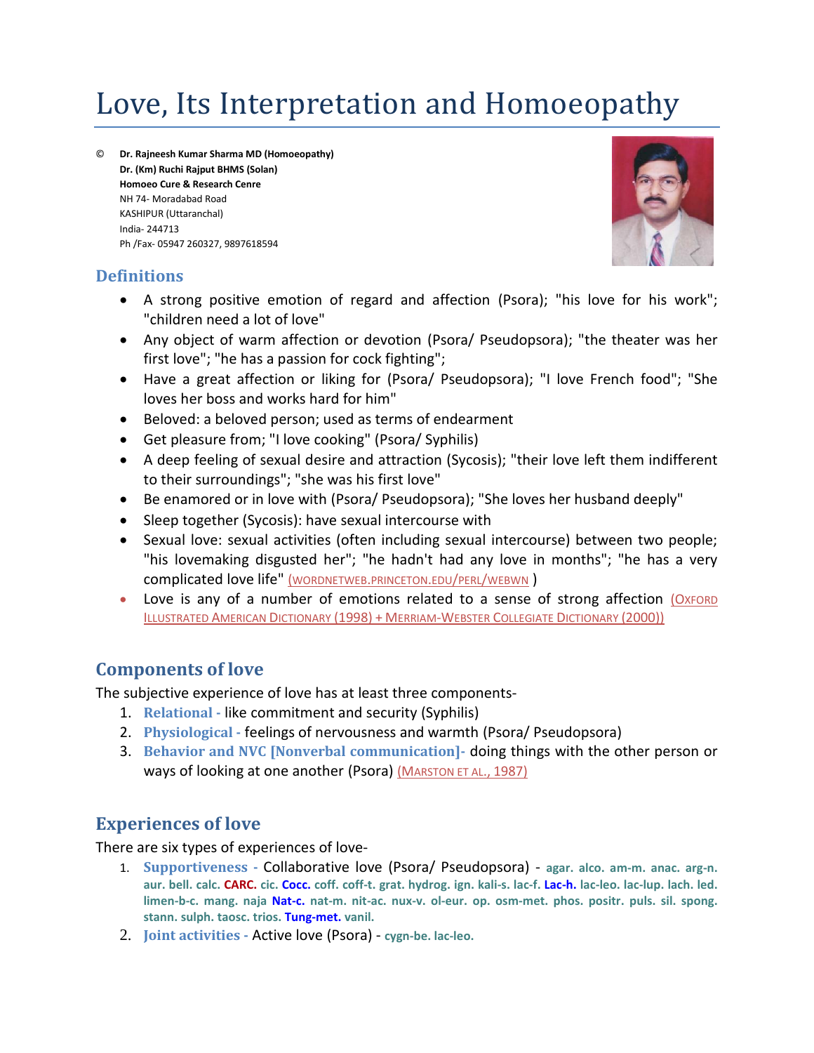# Love, Its Interpretation and Homoeopathy

© **Dr. Rajneesh Kumar Sharma MD (Homoeopathy)**
**Dr. (Km) Ruchi Rajput BHMS (Solan)**
**Homoeo Cure & Research Centre**
NH 74- Moradabad Road
KASHIPUR (Uttaranchal)
India- 244713
Ph /Fax- 05947 260327, 9897618594

## Definitions

- A strong positive emotion of regard and affection (Psora); "his love for his work"; "children need a lot of love"
- Any object of warm affection or devotion (Psora/ Pseudopsora); "the theater was her first love"; "he has a passion for cock fighting";
- Have a great affection or liking for (Psora/ Pseudopsora); "I love French food"; "She loves her boss and works hard for him"
- Beloved: a beloved person; used as terms of endearment
- Get pleasure from; "I love cooking" (Psora/ Syphilis)
- A deep feeling of sexual desire and attraction (Sycosis); "their love left them indifferent to their surroundings"; "she was his first love"
- Be enamored or in love with (Psora/ Pseudopsora); "She loves her husband deeply"
- Sleep together (Sycosis): have sexual intercourse with
- Sexual love: sexual activities (often including sexual intercourse) between two people; "his lovemaking disgusted her"; "he hadn't had any love in months"; "he has a very complicated love life" (WORDNETWEB.PRINCETON.EDU/PERL/WEBWN )
- Love is any of a number of emotions related to a sense of strong affection (OXFORD ILLUSTRATED AMERICAN DICTIONARY (1998) + MERRIAM-WEBSTER COLLEGIATE DICTIONARY (2000))

## Components of love

The subjective experience of love has at least three components-

1. **Relational -** like commitment and security (Syphilis)
2. **Physiological -** feelings of nervousness and warmth (Psora/ Pseudopsora)
3. **Behavior and NVC [Nonverbal communication]-** doing things with the other person or ways of looking at one another (Psora) (MARSTON ET AL., 1987)

## Experiences of love

There are six types of experiences of love-

1. **Supportiveness -** Collaborative love (Psora/ Pseudopsora) - **agar. alco. am-m. anac. arg-n. aur. bell. calc. CARC. cic. Cocc. coff. coff-t. grat. hydrog. ign. kali-s. lac-f. Lac-h. lac-leo. lac-lup. lach. led. limen-b-c. mang. naja Nat-c. nat-m. nit-ac. nux-v. ol-eur. op. osm-met. phos. positr. puls. sil. spong. stann. sulph. taosc. trios. Tung-met. vanil.**
2. **Joint activities -** Active love (Psora) - **cygn-be. lac-leo.**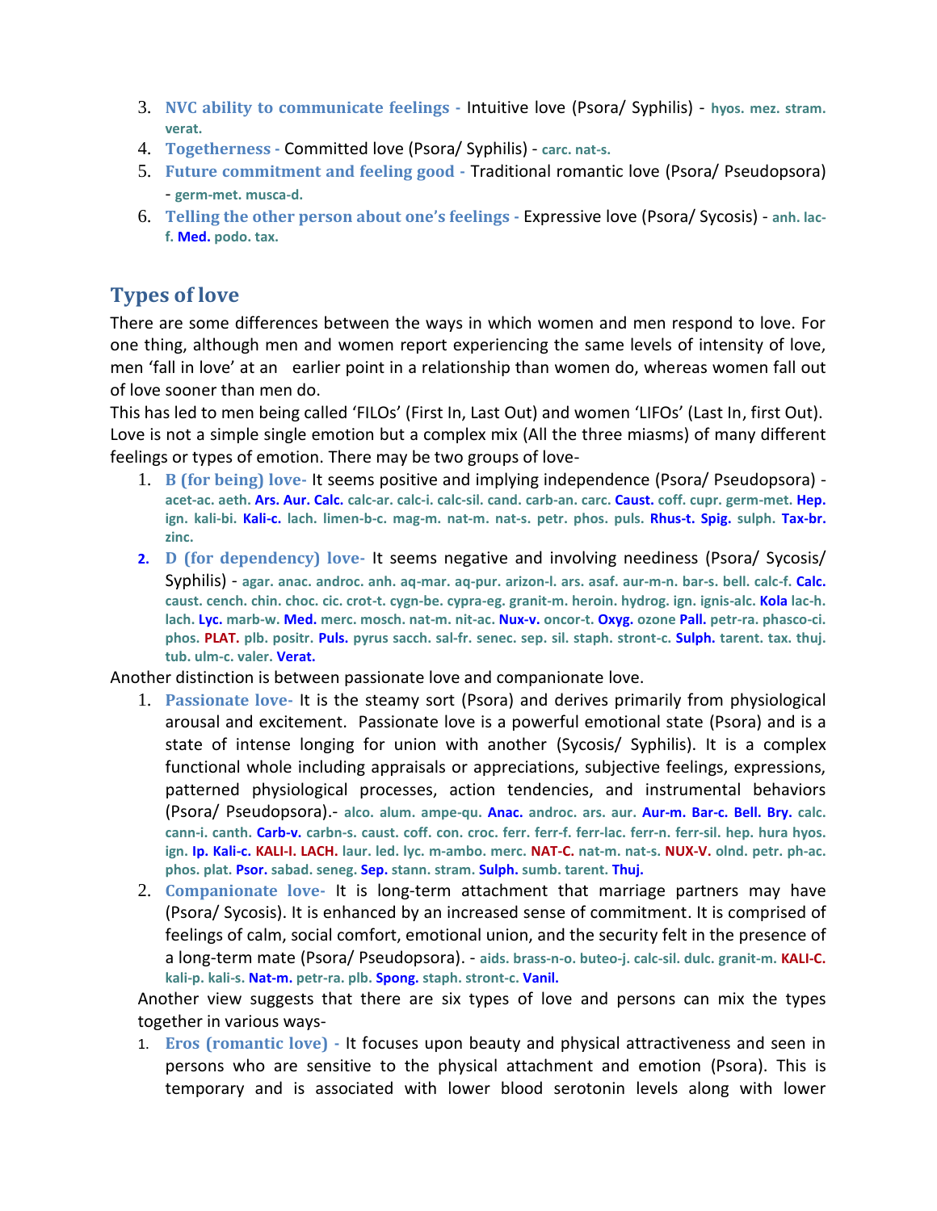3. **NVC ability to communicate feelings -** Intuitive love (Psora/ Syphilis) - **hyos. mez. stram. verat.**
4. **Togetherness -** Committed love (Psora/ Syphilis) - **carc. nat-s.**
5. **Future commitment and feeling good -** Traditional romantic love (Psora/ Pseudopsora) - **germ-met. musca-d.**
6. **Telling the other person about one's feelings -** Expressive love (Psora/ Sycosis) - **anh. lac-f. Med. podo. tax.**

## Types of love

There are some differences between the ways in which women and men respond to love. For one thing, although men and women report experiencing the same levels of intensity of love, men 'fall in love' at an earlier point in a relationship than women do, whereas women fall out of love sooner than men do.

This has led to men being called 'FILOs' (First In, Last Out) and women 'LIFOs' (Last In, first Out). Love is not a simple single emotion but a complex mix (All the three miasms) of many different feelings or types of emotion. There may be two groups of love-

1. **B (for being) love-** It seems positive and implying independence (Psora/ Pseudopsora) - **acet-ac. aeth. Ars. Aur. Calc. calc-ar. calc-i. calc-sil. cand. carb-an. carc. Caust. coff. cupr. germ-met. Hep. ign. kali-bi. Kali-c. lach. limen-b-c. mag-m. nat-m. nat-s. petr. phos. puls. Rhus-t. Spig. sulph. Tax-br. zinc.**
2. **D (for dependency) love-** It seems negative and involving neediness (Psora/ Sycosis/ Syphilis) - **agar. anac. androc. anh. aq-mar. aq-pur. arizon-l. ars. asaf. aur-m-n. bar-s. bell. calc-f. Calc. caust. cench. chin. choc. cic. crot-t. cygn-be. cypra-eg. granit-m. heroin. hydrog. ign. ignis-alc. Kola lac-h. lach. Lyc. marb-w. Med. merc. mosch. nat-m. nit-ac. Nux-v. oncor-t. Oxyg. ozone Pall. petr-ra. phasco-ci. phos. PLAT. plb. positr. Puls. pyrus sacch. sal-fr. senec. sep. sil. staph. stront-c. Sulph. tarent. tax. thuj. tub. ulm-c. valer. Verat.**

Another distinction is between passionate love and companionate love.

1. **Passionate love-** It is the steamy sort (Psora) and derives primarily from physiological arousal and excitement. Passionate love is a powerful emotional state (Psora) and is a state of intense longing for union with another (Sycosis/ Syphilis). It is a complex functional whole including appraisals or appreciations, subjective feelings, expressions, patterned physiological processes, action tendencies, and instrumental behaviors (Psora/ Pseudopsora).- **alco. alum. ampe-qu. Anac. androc. ars. aur. Aur-m. Bar-c. Bell. Bry. calc. cann-i. canth. Carb-v. carbn-s. caust. coff. con. croc. ferr. ferr-f. ferr-lac. ferr-n. ferr-sil. hep. hura hyos. ign. Ip. Kali-c. KALI-I. LACH. laur. led. lyc. m-ambo. merc. NAT-C. nat-m. nat-s. NUX-V. olnd. petr. ph-ac. phos. plat. Psor. sabad. seneg. Sep. stann. stram. Sulph. sumb. tarent. Thuj.**
2. **Companionate love-** It is long-term attachment that marriage partners may have (Psora/ Sycosis). It is enhanced by an increased sense of commitment. It is comprised of feelings of calm, social comfort, emotional union, and the security felt in the presence of a long-term mate (Psora/ Pseudopsora). - **aids. brass-n-o. buteo-j. calc-sil. dulc. granit-m. KALI-C. kali-p. kali-s. Nat-m. petr-ra. plb. Spong. staph. stront-c. Vanil.**

Another view suggests that there are six types of love and persons can mix the types together in various ways-

1. **Eros (romantic love) -** It focuses upon beauty and physical attractiveness and seen in persons who are sensitive to the physical attachment and emotion (Psora). This is temporary and is associated with lower blood serotonin levels along with lower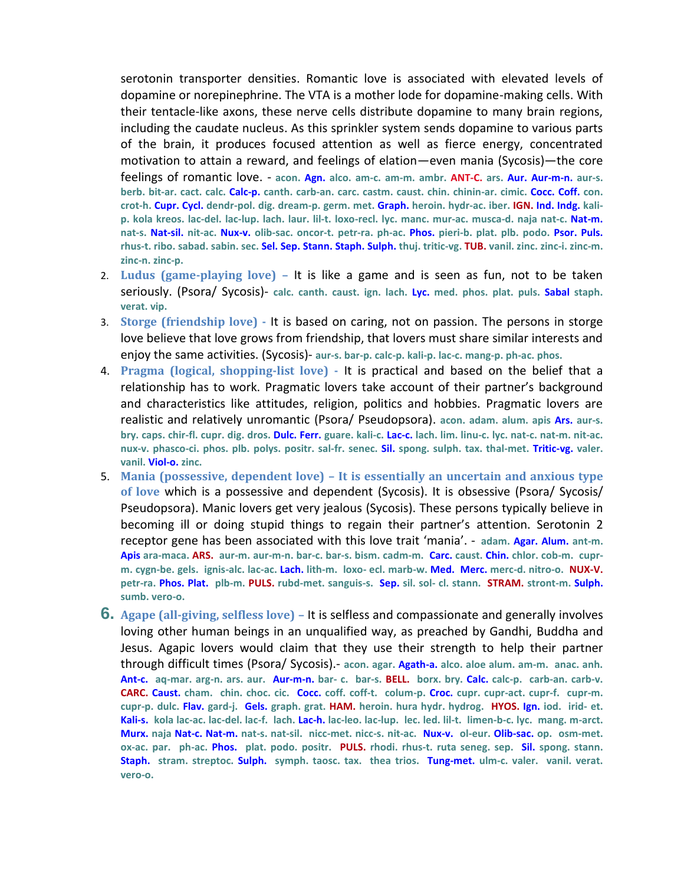serotonin transporter densities. Romantic love is associated with elevated levels of dopamine or norepinephrine. The VTA is a mother lode for dopamine-making cells. With their tentacle-like axons, these nerve cells distribute dopamine to many brain regions, including the caudate nucleus. As this sprinkler system sends dopamine to various parts of the brain, it produces focused attention as well as fierce energy, concentrated motivation to attain a reward, and feelings of elation—even mania (Sycosis)—the core feelings of romantic love. - acon. **Agn.** alco. am-c. am-m. ambr. **ANT-C.** ars. **Aur. Aur-m-n.** aur-s. berb. bit-ar. cact. calc. **Calc-p.** canth. carb-an. carc. castm. caust. chin. chinin-ar. cimic. **Cocc. Coff.** con. crot-h. **Cupr. Cycl.** dendr-pol. dig. dream-p. germ. met. **Graph.** heroin. hydr-ac. iber. **IGN. Ind. Indg.** kali-p. kola kreos. lac-del. lac-lup. lach. laur. lil-t. loxo-recl. lyc. manc. mur-ac. musca-d. naja nat-c. **Nat-m.** nat-s. **Nat-sil.** nit-ac. **Nux-v.** olib-sac. oncor-t. petr-ra. ph-ac. **Phos.** pieri-b. plat. plb. podo. **Psor. Puls.** rhus-t. ribo. sabad. sabin. sec. **Sel. Sep. Stann. Staph. Sulph.** thuj. tritic-vg. **TUB.** vanil. zinc. zinc-i. zinc-m. zinc-n. zinc-p.

2. **Ludus (game-playing love) –** It is like a game and is seen as fun, not to be taken seriously. (Psora/ Sycosis)- calc. canth. caust. ign. lach. **Lyc.** med. phos. plat. puls. **Sabal** staph. verat. vip.
3. **Storge (friendship love) -** It is based on caring, not on passion. The persons in storge love believe that love grows from friendship, that lovers must share similar interests and enjoy the same activities. (Sycosis)- aur-s. bar-p. calc-p. kali-p. lac-c. mang-p. ph-ac. phos.
4. **Pragma (logical, shopping-list love) -** It is practical and based on the belief that a relationship has to work. Pragmatic lovers take account of their partner's background and characteristics like attitudes, religion, politics and hobbies. Pragmatic lovers are realistic and relatively unromantic (Psora/ Pseudopsora). acon. adam. alum. apis **Ars.** aur-s. bry. caps. chir-fl. cupr. dig. dros. **Dulc. Ferr.** guare. kali-c. **Lac-c.** lach. lim. linu-c. lyc. nat-c. nat-m. nit-ac. nux-v. phasco-ci. phos. plb. polys. positr. sal-fr. senec. **Sil.** spong. sulph. tax. thal-met. **Tritic-vg.** valer. vanil. **Viol-o.** zinc.
5. **Mania (possessive, dependent love) – It is essentially an uncertain and anxious type of love** which is a possessive and dependent (Sycosis). It is obsessive (Psora/ Sycosis/ Pseudopsora). Manic lovers get very jealous (Sycosis). These persons typically believe in becoming ill or doing stupid things to regain their partner's attention. Serotonin 2 receptor gene has been associated with this love trait 'mania'. - adam. **Agar. Alum.** ant-m. **Apis** ara-maca. **ARS.** aur-m. aur-m-n. bar-c. bar-s. bism. cadm-m. **Carc.** caust. **Chin.** chlor. cob-m. cupr-m. cygn-be. gels. ignis-alc. lac-ac. **Lach.** lith-m. loxo- ecl. marb-w. **Med. Merc.** merc-d. nitro-o. **NUX-V.** petr-ra. **Phos. Plat.** plb-m. **PULS.** rubd-met. sanguis-s. **Sep.** sil. sol- cl. stann. **STRAM.** stront-m. **Sulph.** sumb. vero-o.
6. **Agape (all-giving, selfless love) –** It is selfless and compassionate and generally involves loving other human beings in an unqualified way, as preached by Gandhi, Buddha and Jesus. Agapic lovers would claim that they use their strength to help their partner through difficult times (Psora/ Sycosis).- acon. agar. **Agath-a.** alco. aloe alum. am-m. anac. anh. **Ant-c.** aq-mar. arg-n. ars. aur. **Aur-m-n.** bar- c. bar-s. **BELL.** borx. bry. **Calc.** calc-p. carb-an. carb-v. **CARC. Caust.** cham. chin. choc. cic. **Cocc.** coff. coff-t. colum-p. **Croc.** cupr. cupr-act. cupr-f. cupr-m. cupr-p. dulc. **Flav.** gard-j. **Gels.** graph. grat. **HAM.** heroin. hura hydr. hydrog. **HYOS. Ign.** iod. irid- et. **Kali-s.** kola lac-ac. lac-del. lac-f. lach. **Lac-h.** lac-leo. lac-lup. lec. led. lil-t. limen-b-c. lyc. mang. m-arct. **Murx.** naja **Nat-c. Nat-m.** nat-s. nat-sil. nicc-met. nicc-s. nit-ac. **Nux-v.** ol-eur. **Olib-sac.** op. osm-met. ox-ac. par. ph-ac. **Phos.** plat. podo. positr. **PULS.** rhodi. rhus-t. ruta seneg. sep. **Sil.** spong. stann. **Staph.** stram. streptoc. **Sulph.** symph. taosc. tax. thea trios. **Tung-met.** ulm-c. valer. vanil. verat. vero-o.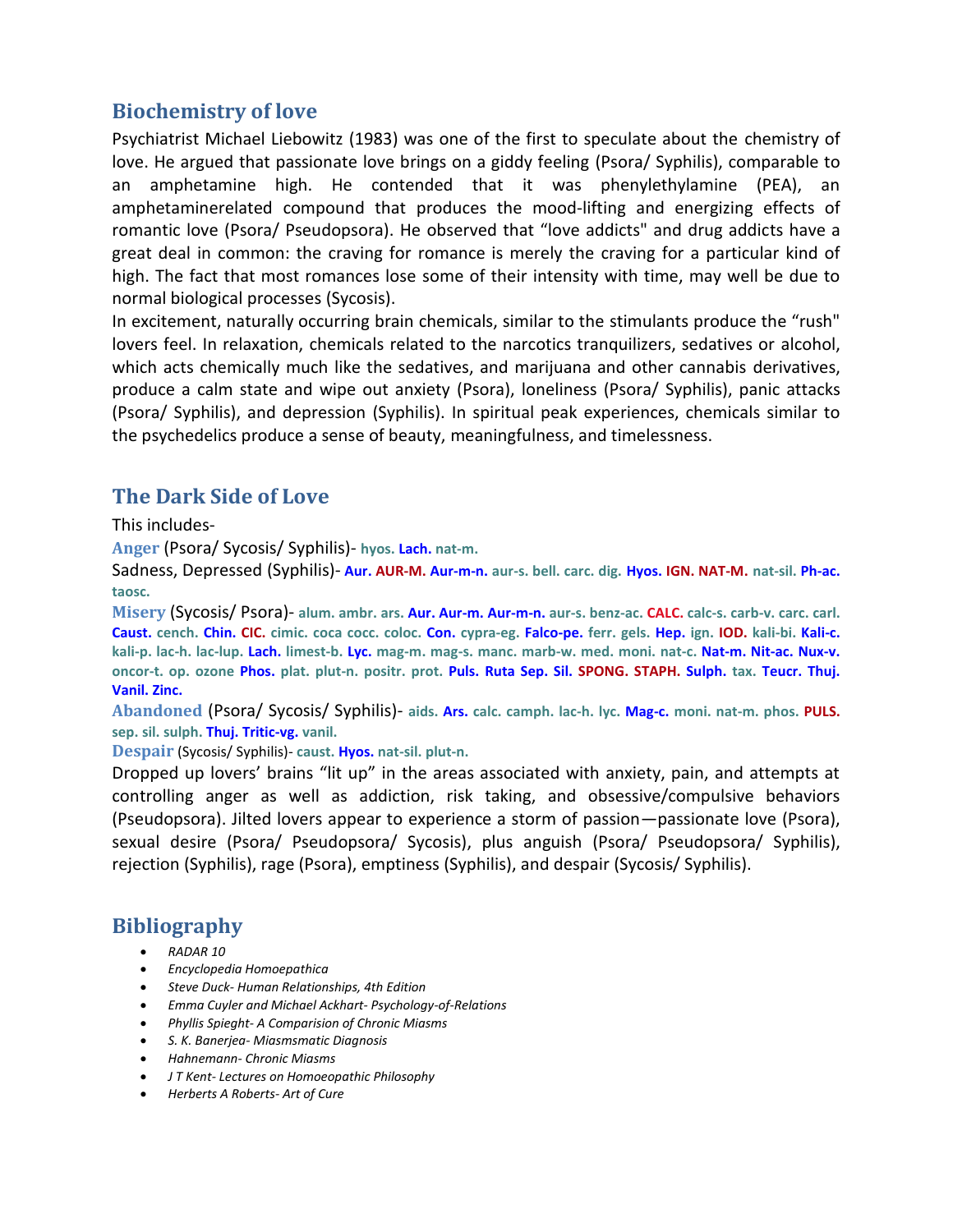## Biochemistry of love

Psychiatrist Michael Liebowitz (1983) was one of the first to speculate about the chemistry of love. He argued that passionate love brings on a giddy feeling (Psora/ Syphilis), comparable to an amphetamine high. He contended that it was phenylethylamine (PEA), an amphetaminerelated compound that produces the mood-lifting and energizing effects of romantic love (Psora/ Pseudopsora). He observed that “love addicts" and drug addicts have a great deal in common: the craving for romance is merely the craving for a particular kind of high. The fact that most romances lose some of their intensity with time, may well be due to normal biological processes (Sycosis).

In excitement, naturally occurring brain chemicals, similar to the stimulants produce the “rush" lovers feel. In relaxation, chemicals related to the narcotics tranquilizers, sedatives or alcohol, which acts chemically much like the sedatives, and marijuana and other cannabis derivatives, produce a calm state and wipe out anxiety (Psora), loneliness (Psora/ Syphilis), panic attacks (Psora/ Syphilis), and depression (Syphilis). In spiritual peak experiences, chemicals similar to the psychedelics produce a sense of beauty, meaningfulness, and timelessness.

## The Dark Side of Love

This includes-

**Anger** (Psora/ Sycosis/ Syphilis)- **hyos. Lach. nat-m.**

Sadness, Depressed (Syphilis)- **Aur. AUR-M. Aur-m-n. aur-s. bell. carc. dig. Hyos. IGN. NAT-M. nat-sil. Ph-ac. taosc.**

**Misery** (Sycosis/ Psora)- **alum. ambr. ars. Aur. Aur-m. Aur-m-n. aur-s. benz-ac. CALC. calc-s. carb-v. carc. carl. Caust. cench. Chin. CIC. cimic. coca cocc. coloc. Con. cypra-eg. Falco-pe. ferr. gels. Hep. ign. IOD. kali-bi. Kali-c. kali-p. lac-h. lac-lup. Lach. limest-b. Lyc. mag-m. mag-s. manc. marb-w. med. moni. nat-c. Nat-m. Nit-ac. Nux-v. oncor-t. op. ozone Phos. plat. plut-n. positr. prot. Puls. Ruta Sep. Sil. SPONG. STAPH. Sulph. tax. Teucr. Thuj. Vanil. Zinc.**

**Abandoned** (Psora/ Sycosis/ Syphilis)- **aids. Ars. calc. camph. lac-h. lyc. Mag-c. moni. nat-m. phos. PULS. sep. sil. sulph. Thuj. Tritic-vg. vanil.**

**Despair** (Sycosis/ Syphilis)- **caust. Hyos. nat-sil. plut-n.**

Dropped up lovers’ brains “lit up” in the areas associated with anxiety, pain, and attempts at controlling anger as well as addiction, risk taking, and obsessive/compulsive behaviors (Pseudopsora). Jilted lovers appear to experience a storm of passion—passionate love (Psora), sexual desire (Psora/ Pseudopsora/ Sycosis), plus anguish (Psora/ Pseudopsora/ Syphilis), rejection (Syphilis), rage (Psora), emptiness (Syphilis), and despair (Sycosis/ Syphilis).

## Bibliography

- *RADAR 10*
- *Encyclopedia Homoepathica*
- *Steve Duck- Human Relationships, 4th Edition*
- *Emma Cuyler and Michael Ackhart- Psychology-of-Relations*
- *Phyllis Spieght- A Comparision of Chronic Miasms*
- *S. K. Banerjea- Miasmsmatic Diagnosis*
- *Hahnemann- Chronic Miasms*
- *J T Kent- Lectures on Homoeopathic Philosophy*
- *Herberts A Roberts- Art of Cure*